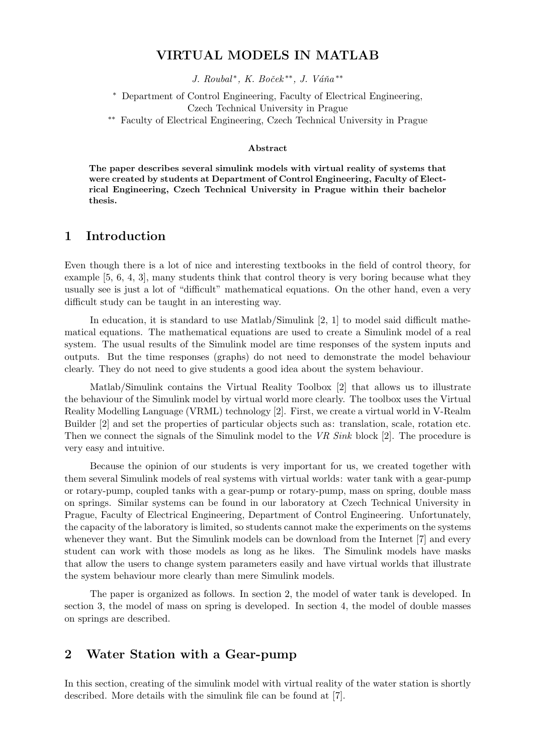# VIRTUAL MODELS IN MATLAB

*J. Roubal*[*], *K. Boček*[**], *J. Váňa*[**]

[*] Department of Control Engineering, Faculty of Electrical Engineering, Czech Technical University in Prague

[**] Faculty of Electrical Engineering, Czech Technical University in Prague

#### Abstract

**The paper describes several simulink models with virtual reality of systems that were created by students at Department of Control Engineering, Faculty of Electrical Engineering, Czech Technical University in Prague within their bachelor thesis.**

## 1 Introduction

Even though there is a lot of nice and interesting textbooks in the field of control theory, for example [5, 6, 4, 3], many students think that control theory is very boring because what they usually see is just a lot of "difficult" mathematical equations. On the other hand, even a very difficult study can be taught in an interesting way.

In education, it is standard to use Matlab/Simulink [2, 1] to model said difficult mathematical equations. The mathematical equations are used to create a Simulink model of a real system. The usual results of the Simulink model are time responses of the system inputs and outputs. But the time responses (graphs) do not need to demonstrate the model behaviour clearly. They do not need to give students a good idea about the system behaviour.

Matlab/Simulink contains the Virtual Reality Toolbox [2] that allows us to illustrate the behaviour of the Simulink model by virtual world more clearly. The toolbox uses the Virtual Reality Modelling Language (VRML) technology [2]. First, we create a virtual world in V-Realm Builder [2] and set the properties of particular objects such as: translation, scale, rotation etc. Then we connect the signals of the Simulink model to the *VR Sink* block [2]. The procedure is very easy and intuitive.

Because the opinion of our students is very important for us, we created together with them several Simulink models of real systems with virtual worlds: water tank with a gear-pump or rotary-pump, coupled tanks with a gear-pump or rotary-pump, mass on spring, double mass on springs. Similar systems can be found in our laboratory at Czech Technical University in Prague, Faculty of Electrical Engineering, Department of Control Engineering. Unfortunately, the capacity of the laboratory is limited, so students cannot make the experiments on the systems whenever they want. But the Simulink models can be download from the Internet [7] and every student can work with those models as long as he likes. The Simulink models have masks that allow the users to change system parameters easily and have virtual worlds that illustrate the system behaviour more clearly than mere Simulink models.

The paper is organized as follows. In section 2, the model of water tank is developed. In section 3, the model of mass on spring is developed. In section 4, the model of double masses on springs are described.

## 2 Water Station with a Gear-pump

In this section, creating of the simulink model with virtual reality of the water station is shortly described. More details with the simulink file can be found at [7].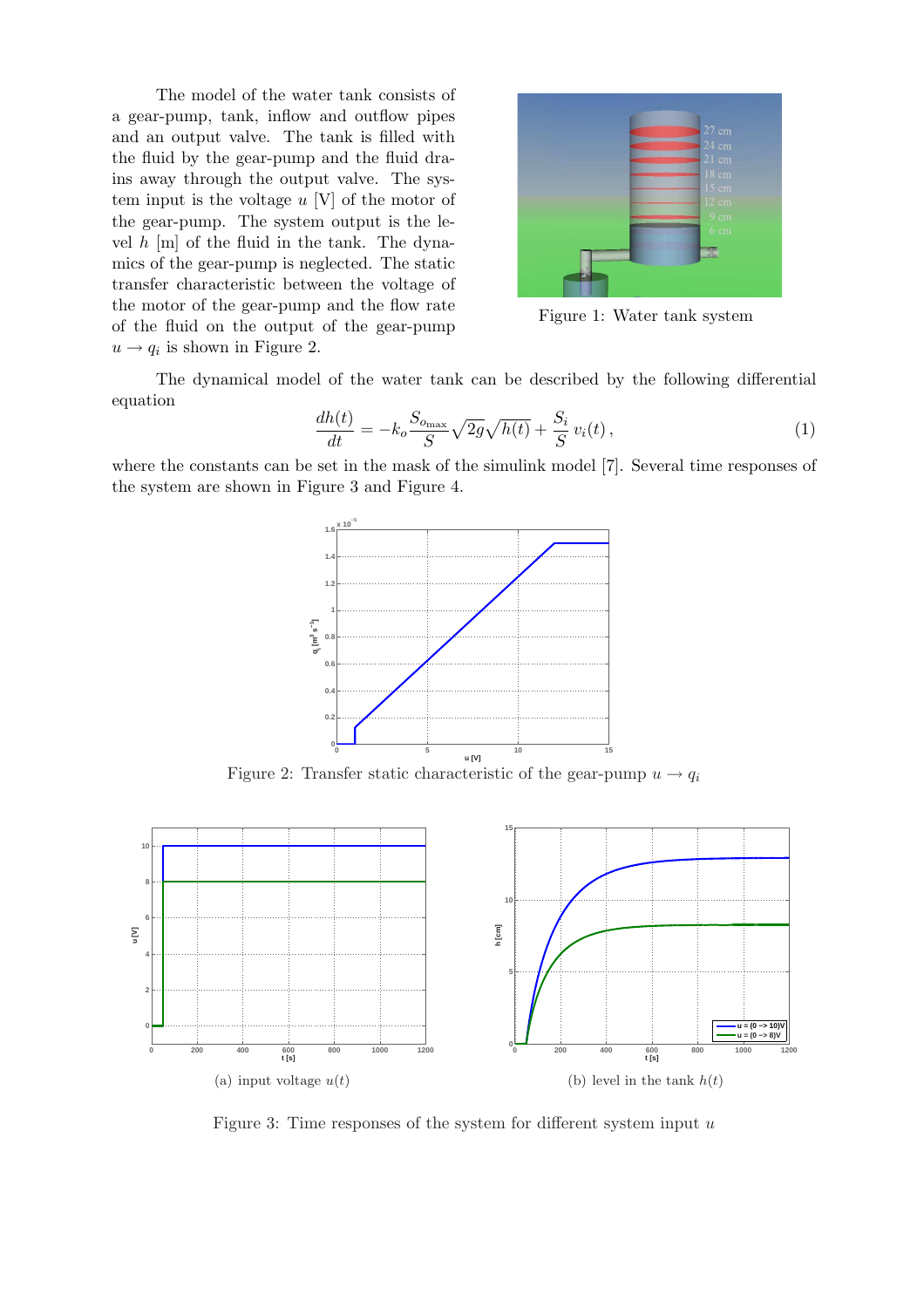The model of the water tank consists of a gear-pump, tank, inflow and outflow pipes and an output valve. The tank is filled with the fluid by the gear-pump and the fluid drains away through the output valve. The system input is the voltage $u$ [V] of the motor of the gear-pump. The system output is the level $h$ [m] of the fluid in the tank. The dynamics of the gear-pump is neglected. The static transfer characteristic between the voltage of the motor of the gear-pump and the flow rate of the fluid on the output of the gear-pump $u \rightarrow q_i$ is shown in Figure 2.

Figure 1: Water tank system

The dynamical model of the water tank can be described by the following differential equation

$$\frac{dh(t)}{dt} = -k_o \frac{S_{o_{\max}}}{S} \sqrt{2g} \sqrt{h(t)} + \frac{S_i}{S} v_i(t) \,, \tag{1}$$

where the constants can be set in the mask of the simulink model [7]. Several time responses of the system are shown in Figure 3 and Figure 4.

Figure 2: Transfer static characteristic of the gear-pump $u \rightarrow q_i$

(a) input voltage $u(t)$

(b) level in the tank $h(t)$

Figure 3: Time responses of the system for different system input $u$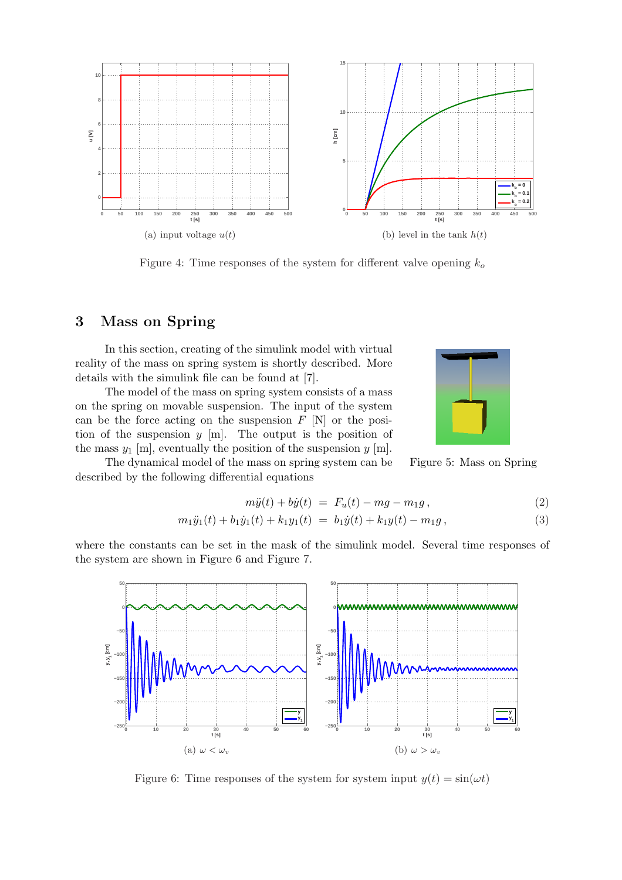(a) input voltage $u(t)$

(b) level in the tank $h(t)$

Figure 4: Time responses of the system for different valve opening $k_o$

## 3 Mass on Spring

In this section, creating of the simulink model with virtual reality of the mass on spring system is shortly described. More details with the simulink file can be found at [7].

The model of the mass on spring system consists of a mass on the spring on movable suspension. The input of the system can be the force acting on the suspension $F$ [N] or the position of the suspension $y$ [m]. The output is the position of the mass $y_1$ [m], eventually the position of the suspension $y$ [m].

Figure 5: Mass on Spring

The dynamical model of the mass on spring system can be described by the following differential equations

$$m\ddot{y}(t) + b\dot{y}(t) = F_u(t) - mg - m_1 g\,, \tag{2}$$

$$m_1\ddot{y}_1(t) + b_1\dot{y}_1(t) + k_1 y_1(t) = b_1\dot{y}(t) + k_1 y(t) - m_1 g\,, \tag{3}$$

where the constants can be set in the mask of the simulink model. Several time responses of the system are shown in Figure 6 and Figure 7.

(a) $\omega < \omega_v$

(b) $\omega > \omega_v$

Figure 6: Time responses of the system for system input $y(t) = \sin(\omega t)$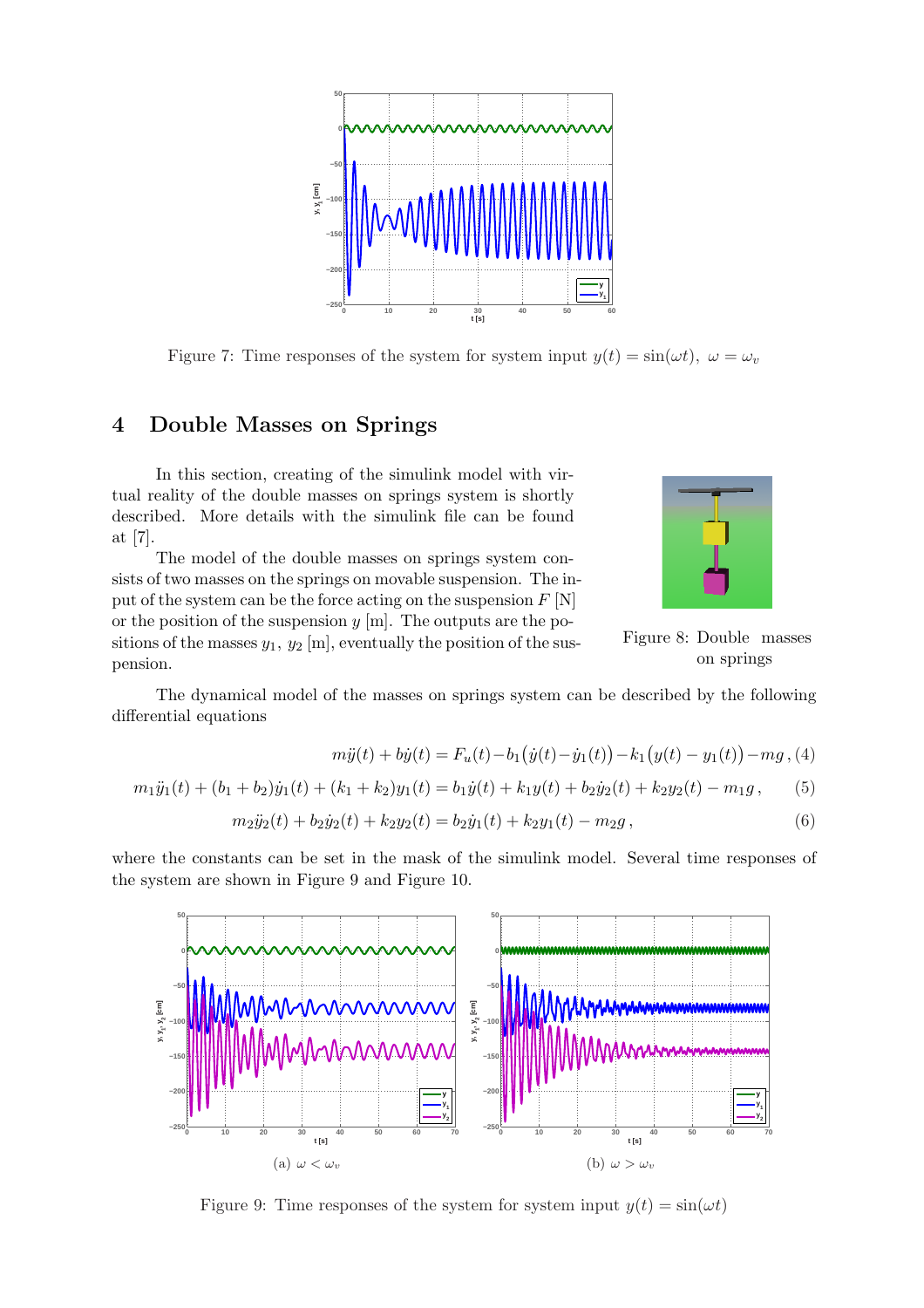Figure 7: Time responses of the system for system input $y(t) = \sin(\omega t),\ \omega = \omega_v$

# 4 Double Masses on Springs

In this section, creating of the simulink model with virtual reality of the double masses on springs system is shortly described. More details with the simulink file can be found at [7].

The model of the double masses on springs system consists of two masses on the springs on movable suspension. The input of the system can be the force acting on the suspension $F$ [N] or the position of the suspension $y$ [m]. The outputs are the positions of the masses $y_1,\ y_2$ [m], eventually the position of the suspension.

Figure 8: Double masses on springs

The dynamical model of the masses on springs system can be described by the following differential equations

$$m\ddot{y}(t) + b\dot{y}(t) = F_u(t) - b_1\big(\dot{y}(t) - \dot{y}_1(t)\big) - k_1\big(y(t) - y_1(t)\big) - mg\,, \quad (4)$$

$$m_1\ddot{y}_1(t) + (b_1 + b_2)\dot{y}_1(t) + (k_1 + k_2)y_1(t) = b_1\dot{y}(t) + k_1 y(t) + b_2\dot{y}_2(t) + k_2 y_2(t) - m_1 g\,, \quad (5)$$

$$m_2\ddot{y}_2(t) + b_2\dot{y}_2(t) + k_2 y_2(t) = b_2\dot{y}_1(t) + k_2 y_1(t) - m_2 g\,, \quad (6)$$

where the constants can be set in the mask of the simulink model. Several time responses of the system are shown in Figure 9 and Figure 10.

(a) $\omega < \omega_v$

(b) $\omega > \omega_v$

Figure 9: Time responses of the system for system input $y(t) = \sin(\omega t)$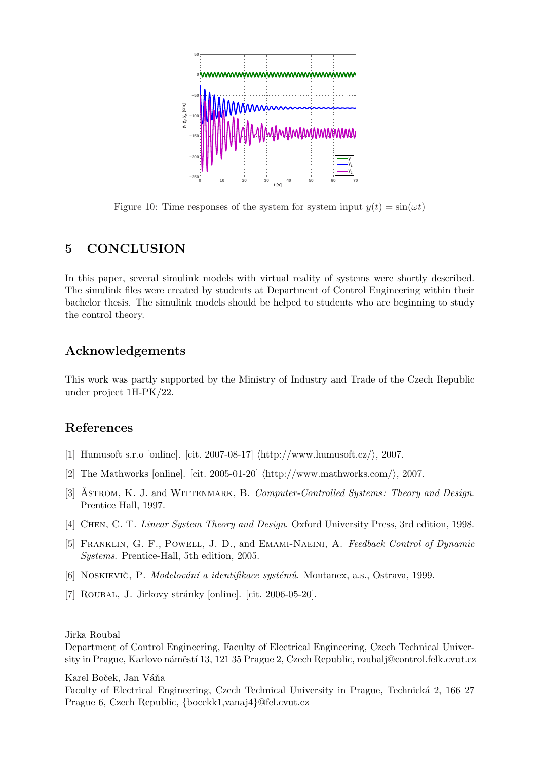50
0
−50
−100
−150
−200
−250
0 10 20 30 40 50 60 70
t [s]
$y, y_1, y_2$ [cm]
$y$
$y_1$
$y_2$

Figure 10: Time responses of the system for system input $y(t) = \sin(\omega t)$

## 5 CONCLUSION

In this paper, several simulink models with virtual reality of systems were shortly described. The simulink files were created by students at Department of Control Engineering within their bachelor thesis. The simulink models should be helped to students who are beginning to study the control theory.

## Acknowledgements

This work was partly supported by the Ministry of Industry and Trade of the Czech Republic under project 1H-PK/22.

## References

[1] Humusoft s.r.o [online]. [cit. 2007-08-17] ⟨http://www.humusoft.cz/⟩, 2007.

[2] The Mathworks [online]. [cit. 2005-01-20] ⟨http://www.mathworks.com/⟩, 2007.

[3] Åstrom, K. J. and Wittenmark, B. *Computer-Controlled Systems: Theory and Design*. Prentice Hall, 1997.

[4] Chen, C. T. *Linear System Theory and Design*. Oxford University Press, 3rd edition, 1998.

[5] Franklin, G. F., Powell, J. D., and Emami-Naeini, A. *Feedback Control of Dynamic Systems*. Prentice-Hall, 5th edition, 2005.

[6] Noskievič, P. *Modelování a identifikace systémů*. Montanex, a.s., Ostrava, 1999.

[7] Roubal, J. Jirkovy stránky [online]. [cit. 2006-05-20].

---

Jirka Roubal

Department of Control Engineering, Faculty of Electrical Engineering, Czech Technical University in Prague, Karlovo náměstí 13, 121 35 Prague 2, Czech Republic, roubalj@control.felk.cvut.cz

Karel Boček, Jan Váňa

Faculty of Electrical Engineering, Czech Technical University in Prague, Technická 2, 166 27 Prague 6, Czech Republic, {bocekk1,vanaj4}@fel.cvut.cz